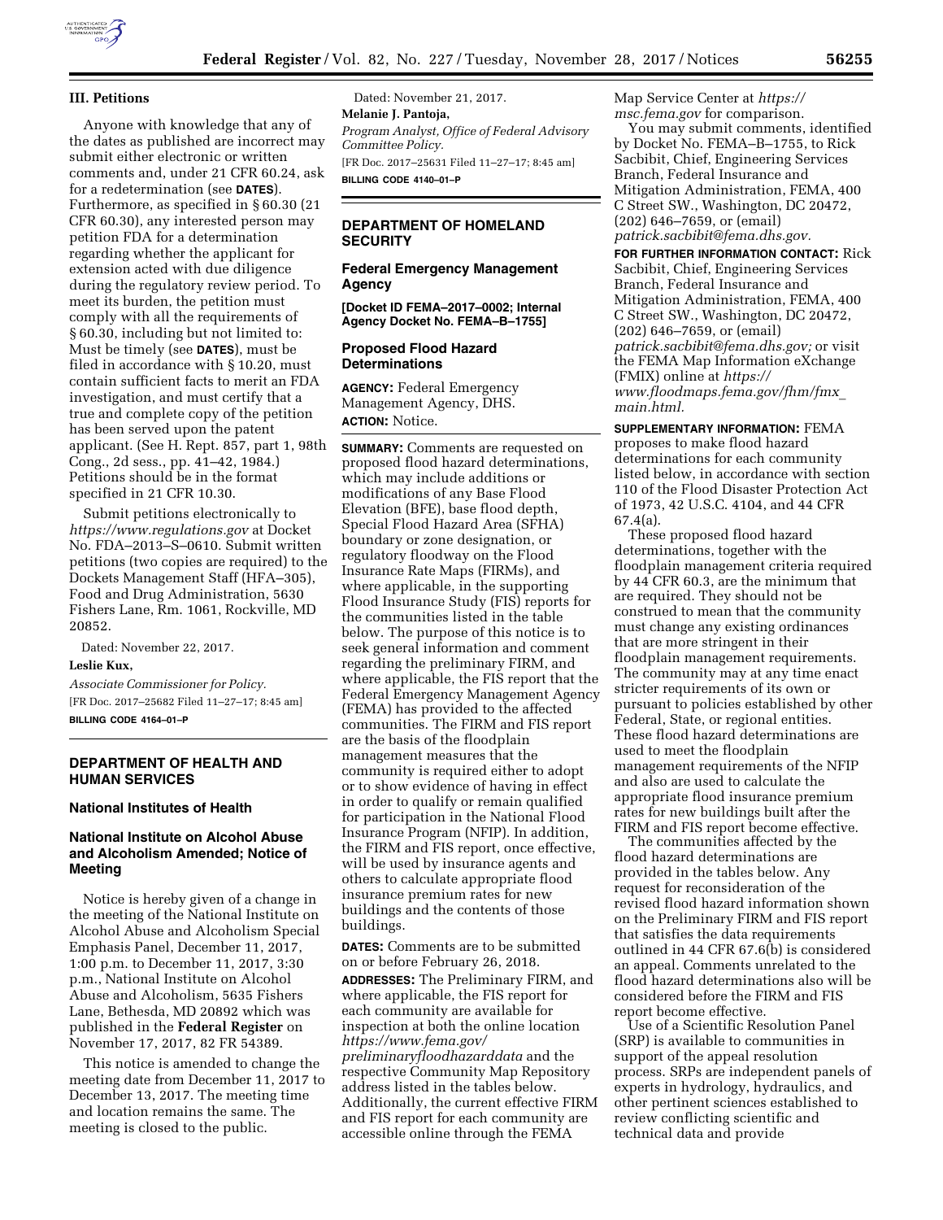## III. Petitions

Anyone with knowledge that any of the dates as published are incorrect may submit either electronic or written comments and, under 21 CFR 60.24, ask for a redetermination (see **DATES**). Furthermore, as specified in § 60.30 (21 CFR 60.30), any interested person may petition FDA for a determination regarding whether the applicant for extension acted with due diligence during the regulatory review period. To meet its burden, the petition must comply with all the requirements of § 60.30, including but not limited to: Must be timely (see **DATES**), must be filed in accordance with § 10.20, must contain sufficient facts to merit an FDA investigation, and must certify that a true and complete copy of the petition has been served upon the patent applicant. (See H. Rept. 857, part 1, 98th Cong., 2d sess., pp. 41–42, 1984.) Petitions should be in the format specified in 21 CFR 10.30.

Submit petitions electronically to *https://www.regulations.gov* at Docket No. FDA–2013–S–0610. Submit written petitions (two copies are required) to the Dockets Management Staff (HFA–305), Food and Drug Administration, 5630 Fishers Lane, Rm. 1061, Rockville, MD 20852.

Dated: November 22, 2017.

**Leslie Kux,**

*Associate Commissioner for Policy.*

[FR Doc. 2017–25682 Filed 11–27–17; 8:45 am]

**BILLING CODE 4164–01–P**

---

## DEPARTMENT OF HEALTH AND HUMAN SERVICES

### National Institutes of Health

### National Institute on Alcohol Abuse and Alcoholism Amended; Notice of Meeting

Notice is hereby given of a change in the meeting of the National Institute on Alcohol Abuse and Alcoholism Special Emphasis Panel, December 11, 2017, 1:00 p.m. to December 11, 2017, 3:30 p.m., National Institute on Alcohol Abuse and Alcoholism, 5635 Fishers Lane, Bethesda, MD 20892 which was published in the **Federal Register** on November 17, 2017, 82 FR 54389.

This notice is amended to change the meeting date from December 11, 2017 to December 13, 2017. The meeting time and location remains the same. The meeting is closed to the public.

Dated: November 21, 2017.

**Melanie J. Pantoja,**

*Program Analyst, Office of Federal Advisory Committee Policy.*

[FR Doc. 2017–25631 Filed 11–27–17; 8:45 am]

**BILLING CODE 4140–01–P**

---

## DEPARTMENT OF HOMELAND SECURITY

### Federal Emergency Management Agency

**[Docket ID FEMA–2017–0002; Internal Agency Docket No. FEMA–B–1755]**

### Proposed Flood Hazard Determinations

**AGENCY:** Federal Emergency Management Agency, DHS.

**ACTION:** Notice.

**SUMMARY:** Comments are requested on proposed flood hazard determinations, which may include additions or modifications of any Base Flood Elevation (BFE), base flood depth, Special Flood Hazard Area (SFHA) boundary or zone designation, or regulatory floodway on the Flood Insurance Rate Maps (FIRMs), and where applicable, in the supporting Flood Insurance Study (FIS) reports for the communities listed in the table below. The purpose of this notice is to seek general information and comment regarding the preliminary FIRM, and where applicable, the FIS report that the Federal Emergency Management Agency (FEMA) has provided to the affected communities. The FIRM and FIS report are the basis of the floodplain management measures that the community is required either to adopt or to show evidence of having in effect in order to qualify or remain qualified for participation in the National Flood Insurance Program (NFIP). In addition, the FIRM and FIS report, once effective, will be used by insurance agents and others to calculate appropriate flood insurance premium rates for new buildings and the contents of those buildings.

**DATES:** Comments are to be submitted on or before February 26, 2018.

**ADDRESSES:** The Preliminary FIRM, and where applicable, the FIS report for each community are available for inspection at both the online location *https://www.fema.gov/preliminaryfloodhazarddata* and the respective Community Map Repository address listed in the tables below. Additionally, the current effective FIRM and FIS report for each community are accessible online through the FEMA Map Service Center at *https://msc.fema.gov* for comparison.

You may submit comments, identified by Docket No. FEMA–B–1755, to Rick Sacbibit, Chief, Engineering Services Branch, Federal Insurance and Mitigation Administration, FEMA, 400 C Street SW., Washington, DC 20472, (202) 646–7659, or (email) *patrick.sacbibit@fema.dhs.gov.*

**FOR FURTHER INFORMATION CONTACT:** Rick Sacbibit, Chief, Engineering Services Branch, Federal Insurance and Mitigation Administration, FEMA, 400 C Street SW., Washington, DC 20472, (202) 646–7659, or (email) *patrick.sacbibit@fema.dhs.gov;* or visit the FEMA Map Information eXchange (FMIX) online at *https://www.floodmaps.fema.gov/fhm/fmx_main.html.*

**SUPPLEMENTARY INFORMATION:** FEMA proposes to make flood hazard determinations for each community listed below, in accordance with section 110 of the Flood Disaster Protection Act of 1973, 42 U.S.C. 4104, and 44 CFR 67.4(a).

These proposed flood hazard determinations, together with the floodplain management criteria required by 44 CFR 60.3, are the minimum that are required. They should not be construed to mean that the community must change any existing ordinances that are more stringent in their floodplain management requirements. The community may at any time enact stricter requirements of its own or pursuant to policies established by other Federal, State, or regional entities. These flood hazard determinations are used to meet the floodplain management requirements of the NFIP and also are used to calculate the appropriate flood insurance premium rates for new buildings built after the FIRM and FIS report become effective.

The communities affected by the flood hazard determinations are provided in the tables below. Any request for reconsideration of the revised flood hazard information shown on the Preliminary FIRM and FIS report that satisfies the data requirements outlined in 44 CFR 67.6(b) is considered an appeal. Comments unrelated to the flood hazard determinations also will be considered before the FIRM and FIS report become effective.

Use of a Scientific Resolution Panel (SRP) is available to communities in support of the appeal resolution process. SRPs are independent panels of experts in hydrology, hydraulics, and other pertinent sciences established to review conflicting scientific and technical data and provide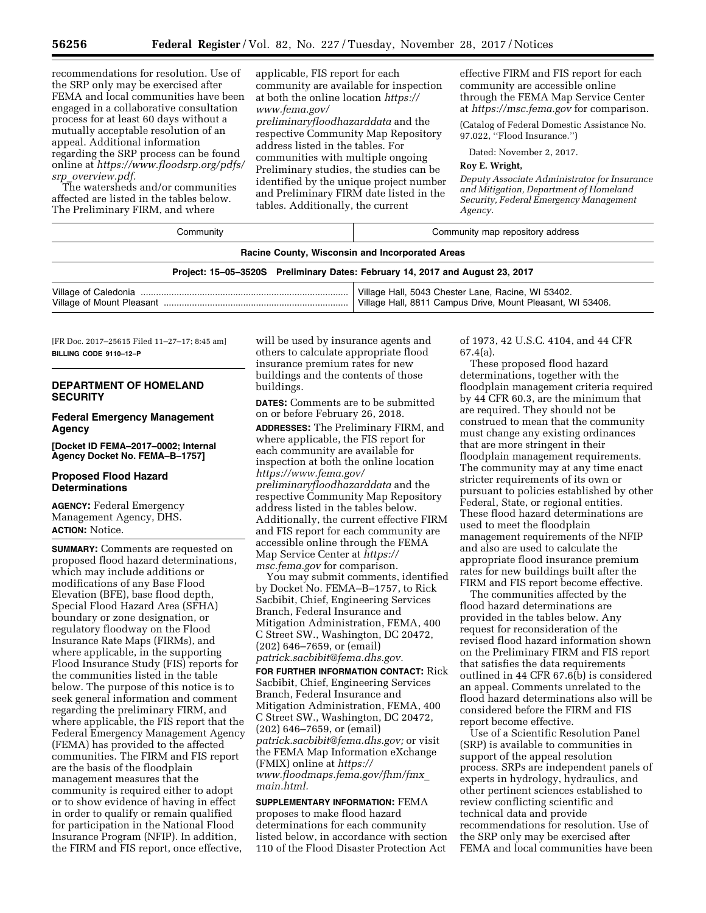recommendations for resolution. Use of the SRP only may be exercised after FEMA and local communities have been engaged in a collaborative consultation process for at least 60 days without a mutually acceptable resolution of an appeal. Additional information regarding the SRP process can be found online at *https://www.floodsrp.org/pdfs/srp_overview.pdf.*

The watersheds and/or communities affected are listed in the tables below. The Preliminary FIRM, and where applicable, FIS report for each community are available for inspection at both the online location *https://www.fema.gov/preliminaryfloodhazarddata* and the respective Community Map Repository address listed in the tables. For communities with multiple ongoing Preliminary studies, the studies can be identified by the unique project number and Preliminary FIRM date listed in the tables. Additionally, the current effective FIRM and FIS report for each community are accessible online through the FEMA Map Service Center at *https://msc.fema.gov* for comparison.

(Catalog of Federal Domestic Assistance No. 97.022, "Flood Insurance.")

Dated: November 2, 2017.

**Roy E. Wright,**

*Deputy Associate Administrator for Insurance and Mitigation, Department of Homeland Security, Federal Emergency Management Agency.*

| Community | Community map repository address |
|---|---|
| **Racine County, Wisconsin and Incorporated Areas** | |
| **Project: 15–05–3520S Preliminary Dates: February 14, 2017 and August 23, 2017** | |
| Village of Caledonia | Village Hall, 5043 Chester Lane, Racine, WI 53402. |
| Village of Mount Pleasant | Village Hall, 8811 Campus Drive, Mount Pleasant, WI 53406. |

[FR Doc. 2017–25615 Filed 11–27–17; 8:45 am]

**BILLING CODE 9110–12–P**

## DEPARTMENT OF HOMELAND SECURITY

### Federal Emergency Management Agency

**[Docket ID FEMA–2017–0002; Internal Agency Docket No. FEMA–B–1757]**

### Proposed Flood Hazard Determinations

**AGENCY:** Federal Emergency Management Agency, DHS.

**ACTION:** Notice.

**SUMMARY:** Comments are requested on proposed flood hazard determinations, which may include additions or modifications of any Base Flood Elevation (BFE), base flood depth, Special Flood Hazard Area (SFHA) boundary or zone designation, or regulatory floodway on the Flood Insurance Rate Maps (FIRMs), and where applicable, in the supporting Flood Insurance Study (FIS) reports for the communities listed in the table below. The purpose of this notice is to seek general information and comment regarding the preliminary FIRM, and where applicable, the FIS report that the Federal Emergency Management Agency (FEMA) has provided to the affected communities. The FIRM and FIS report are the basis of the floodplain management measures that the community is required either to adopt or to show evidence of having in effect in order to qualify or remain qualified for participation in the National Flood Insurance Program (NFIP). In addition, the FIRM and FIS report, once effective, will be used by insurance agents and others to calculate appropriate flood insurance premium rates for new buildings and the contents of those buildings.

**DATES:** Comments are to be submitted on or before February 26, 2018.

**ADDRESSES:** The Preliminary FIRM, and where applicable, the FIS report for each community are available for inspection at both the online location *https://www.fema.gov/preliminaryfloodhazarddata* and the respective Community Map Repository address listed in the tables below. Additionally, the current effective FIRM and FIS report for each community are accessible online through the FEMA Map Service Center at *https://msc.fema.gov* for comparison.

You may submit comments, identified by Docket No. FEMA–B–1757, to Rick Sacbibit, Chief, Engineering Services Branch, Federal Insurance and Mitigation Administration, FEMA, 400 C Street SW., Washington, DC 20472, (202) 646–7659, or (email) *patrick.sacbibit@fema.dhs.gov.*

**FOR FURTHER INFORMATION CONTACT:** Rick Sacbibit, Chief, Engineering Services Branch, Federal Insurance and Mitigation Administration, FEMA, 400 C Street SW., Washington, DC 20472, (202) 646–7659, or (email) *patrick.sacbibit@fema.dhs.gov;* or visit the FEMA Map Information eXchange (FMIX) online at *https://www.floodmaps.fema.gov/fhm/fmx_main.html.*

**SUPPLEMENTARY INFORMATION:** FEMA proposes to make flood hazard determinations for each community listed below, in accordance with section 110 of the Flood Disaster Protection Act of 1973, 42 U.S.C. 4104, and 44 CFR 67.4(a).

These proposed flood hazard determinations, together with the floodplain management criteria required by 44 CFR 60.3, are the minimum that are required. They should not be construed to mean that the community must change any existing ordinances that are more stringent in their floodplain management requirements. The community may at any time enact stricter requirements of its own or pursuant to policies established by other Federal, State, or regional entities. These flood hazard determinations are used to meet the floodplain management requirements of the NFIP and also are used to calculate the appropriate flood insurance premium rates for new buildings built after the FIRM and FIS report become effective.

The communities affected by the flood hazard determinations are provided in the tables below. Any request for reconsideration of the revised flood hazard information shown on the Preliminary FIRM and FIS report that satisfies the data requirements outlined in 44 CFR 67.6(b) is considered an appeal. Comments unrelated to the flood hazard determinations also will be considered before the FIRM and FIS report become effective.

Use of a Scientific Resolution Panel (SRP) is available to communities in support of the appeal resolution process. SRPs are independent panels of experts in hydrology, hydraulics, and other pertinent sciences established to review conflicting scientific and technical data and provide recommendations for resolution. Use of the SRP only may be exercised after FEMA and local communities have been